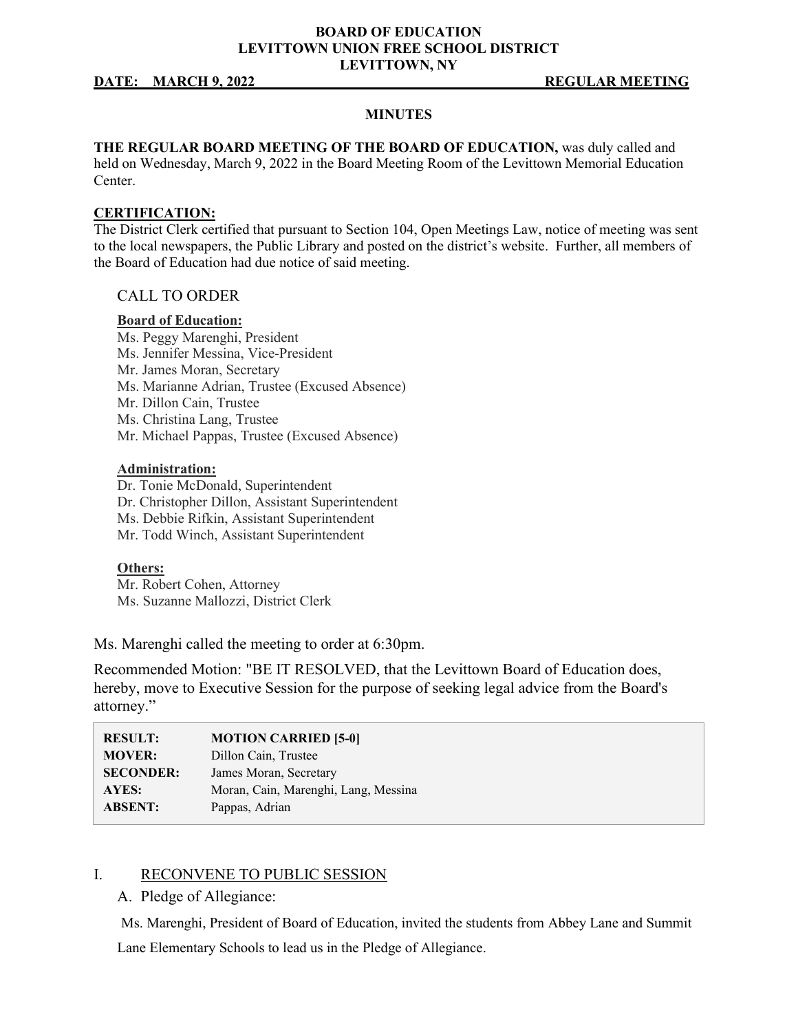**BOARD OF EDUCATION**
**LEVITTOWN UNION FREE SCHOOL DISTRICT**
**LEVITTOWN, NY**

**DATE: MARCH 9, 2022 REGULAR MEETING**

**MINUTES**

**THE REGULAR BOARD MEETING OF THE BOARD OF EDUCATION,** was duly called and held on Wednesday, March 9, 2022 in the Board Meeting Room of the Levittown Memorial Education Center.

**CERTIFICATION:**

The District Clerk certified that pursuant to Section 104, Open Meetings Law, notice of meeting was sent to the local newspapers, the Public Library and posted on the district's website. Further, all members of the Board of Education had due notice of said meeting.

CALL TO ORDER

**Board of Education:**

Ms. Peggy Marenghi, President
Ms. Jennifer Messina, Vice-President
Mr. James Moran, Secretary
Ms. Marianne Adrian, Trustee (Excused Absence)
Mr. Dillon Cain, Trustee
Ms. Christina Lang, Trustee
Mr. Michael Pappas, Trustee (Excused Absence)

**Administration:**

Dr. Tonie McDonald, Superintendent
Dr. Christopher Dillon, Assistant Superintendent
Ms. Debbie Rifkin, Assistant Superintendent
Mr. Todd Winch, Assistant Superintendent

**Others:**

Mr. Robert Cohen, Attorney
Ms. Suzanne Mallozzi, District Clerk

Ms. Marenghi called the meeting to order at 6:30pm.

Recommended Motion: "BE IT RESOLVED, that the Levittown Board of Education does, hereby, move to Executive Session for the purpose of seeking legal advice from the Board's attorney."

| | |
|---|---|
| **RESULT:** | **MOTION CARRIED [5-0]** |
| **MOVER:** | Dillon Cain, Trustee |
| **SECONDER:** | James Moran, Secretary |
| **AYES:** | Moran, Cain, Marenghi, Lang, Messina |
| **ABSENT:** | Pappas, Adrian |

## I. RECONVENE TO PUBLIC SESSION

A. Pledge of Allegiance:

Ms. Marenghi, President of Board of Education, invited the students from Abbey Lane and Summit Lane Elementary Schools to lead us in the Pledge of Allegiance.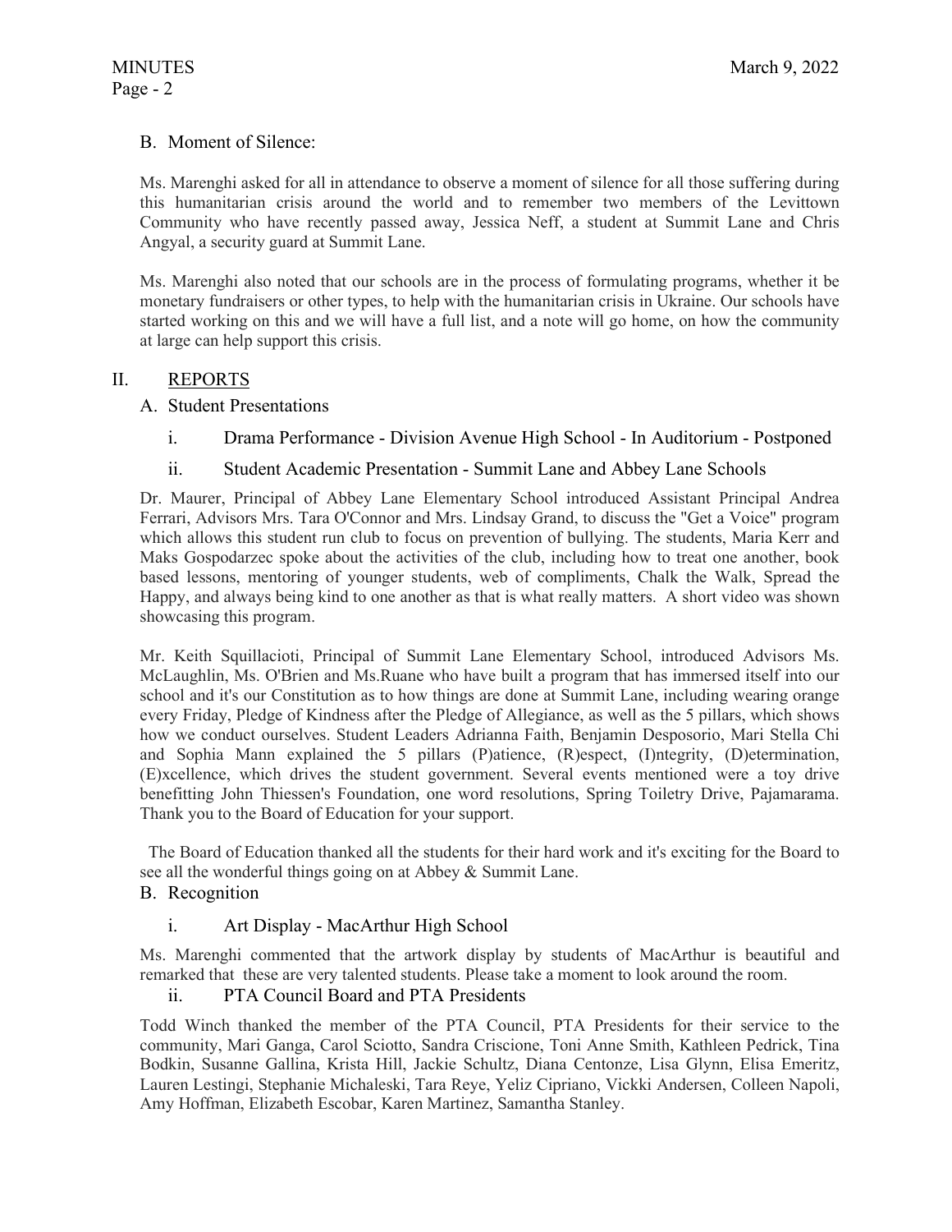### B. Moment of Silence:

Ms. Marenghi asked for all in attendance to observe a moment of silence for all those suffering during this humanitarian crisis around the world and to remember two members of the Levittown Community who have recently passed away, Jessica Neff, a student at Summit Lane and Chris Angyal, a security guard at Summit Lane.

Ms. Marenghi also noted that our schools are in the process of formulating programs, whether it be monetary fundraisers or other types, to help with the humanitarian crisis in Ukraine. Our schools have started working on this and we will have a full list, and a note will go home, on how the community at large can help support this crisis.

## II. REPORTS

### A. Student Presentations

i. Drama Performance - Division Avenue High School - In Auditorium - Postponed

ii. Student Academic Presentation - Summit Lane and Abbey Lane Schools

Dr. Maurer, Principal of Abbey Lane Elementary School introduced Assistant Principal Andrea Ferrari, Advisors Mrs. Tara O'Connor and Mrs. Lindsay Grand, to discuss the "Get a Voice" program which allows this student run club to focus on prevention of bullying. The students, Maria Kerr and Maks Gospodarzec spoke about the activities of the club, including how to treat one another, book based lessons, mentoring of younger students, web of compliments, Chalk the Walk, Spread the Happy, and always being kind to one another as that is what really matters. A short video was shown showcasing this program.

Mr. Keith Squillacioti, Principal of Summit Lane Elementary School, introduced Advisors Ms. McLaughlin, Ms. O'Brien and Ms.Ruane who have built a program that has immersed itself into our school and it's our Constitution as to how things are done at Summit Lane, including wearing orange every Friday, Pledge of Kindness after the Pledge of Allegiance, as well as the 5 pillars, which shows how we conduct ourselves. Student Leaders Adrianna Faith, Benjamin Desposorio, Mari Stella Chi and Sophia Mann explained the 5 pillars (P)atience, (R)espect, (I)ntegrity, (D)etermination, (E)xcellence, which drives the student government. Several events mentioned were a toy drive benefitting John Thiessen's Foundation, one word resolutions, Spring Toiletry Drive, Pajamarama. Thank you to the Board of Education for your support.

The Board of Education thanked all the students for their hard work and it's exciting for the Board to see all the wonderful things going on at Abbey & Summit Lane.

### B. Recognition

i. Art Display - MacArthur High School

Ms. Marenghi commented that the artwork display by students of MacArthur is beautiful and remarked that these are very talented students. Please take a moment to look around the room.

ii. PTA Council Board and PTA Presidents

Todd Winch thanked the member of the PTA Council, PTA Presidents for their service to the community, Mari Ganga, Carol Sciotto, Sandra Criscione, Toni Anne Smith, Kathleen Pedrick, Tina Bodkin, Susanne Gallina, Krista Hill, Jackie Schultz, Diana Centonze, Lisa Glynn, Elisa Emeritz, Lauren Lestingi, Stephanie Michaleski, Tara Reye, Yeliz Cipriano, Vickki Andersen, Colleen Napoli, Amy Hoffman, Elizabeth Escobar, Karen Martinez, Samantha Stanley.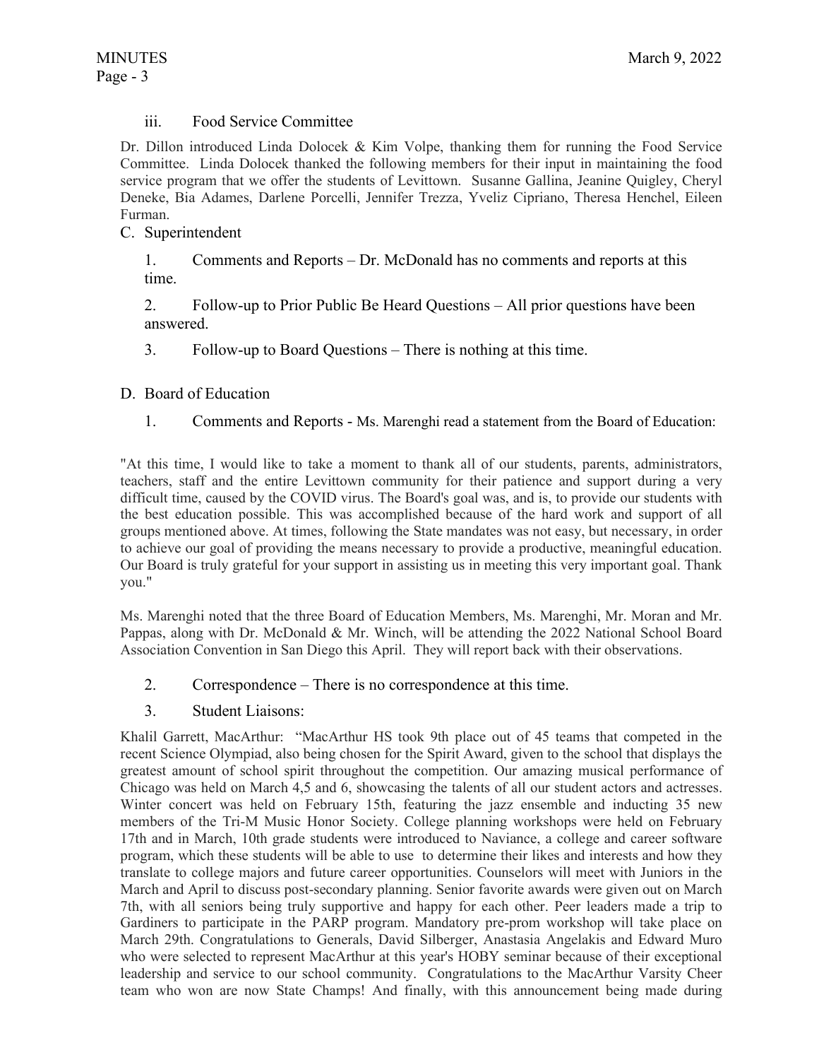iii. Food Service Committee

Dr. Dillon introduced Linda Dolocek & Kim Volpe, thanking them for running the Food Service Committee. Linda Dolocek thanked the following members for their input in maintaining the food service program that we offer the students of Levittown. Susanne Gallina, Jeanine Quigley, Cheryl Deneke, Bia Adames, Darlene Porcelli, Jennifer Trezza, Yveliz Cipriano, Theresa Henchel, Eileen Furman.

C. Superintendent

1. Comments and Reports – Dr. McDonald has no comments and reports at this time.

2. Follow-up to Prior Public Be Heard Questions – All prior questions have been answered.

3. Follow-up to Board Questions – There is nothing at this time.

D. Board of Education

1. Comments and Reports - Ms. Marenghi read a statement from the Board of Education:

"At this time, I would like to take a moment to thank all of our students, parents, administrators, teachers, staff and the entire Levittown community for their patience and support during a very difficult time, caused by the COVID virus. The Board's goal was, and is, to provide our students with the best education possible. This was accomplished because of the hard work and support of all groups mentioned above. At times, following the State mandates was not easy, but necessary, in order to achieve our goal of providing the means necessary to provide a productive, meaningful education. Our Board is truly grateful for your support in assisting us in meeting this very important goal. Thank you."

Ms. Marenghi noted that the three Board of Education Members, Ms. Marenghi, Mr. Moran and Mr. Pappas, along with Dr. McDonald & Mr. Winch, will be attending the 2022 National School Board Association Convention in San Diego this April. They will report back with their observations.

2. Correspondence – There is no correspondence at this time.

3. Student Liaisons:

Khalil Garrett, MacArthur: "MacArthur HS took 9th place out of 45 teams that competed in the recent Science Olympiad, also being chosen for the Spirit Award, given to the school that displays the greatest amount of school spirit throughout the competition. Our amazing musical performance of Chicago was held on March 4,5 and 6, showcasing the talents of all our student actors and actresses. Winter concert was held on February 15th, featuring the jazz ensemble and inducting 35 new members of the Tri-M Music Honor Society. College planning workshops were held on February 17th and in March, 10th grade students were introduced to Naviance, a college and career software program, which these students will be able to use to determine their likes and interests and how they translate to college majors and future career opportunities. Counselors will meet with Juniors in the March and April to discuss post-secondary planning. Senior favorite awards were given out on March 7th, with all seniors being truly supportive and happy for each other. Peer leaders made a trip to Gardiners to participate in the PARP program. Mandatory pre-prom workshop will take place on March 29th. Congratulations to Generals, David Silberger, Anastasia Angelakis and Edward Muro who were selected to represent MacArthur at this year's HOBY seminar because of their exceptional leadership and service to our school community. Congratulations to the MacArthur Varsity Cheer team who won are now State Champs! And finally, with this announcement being made during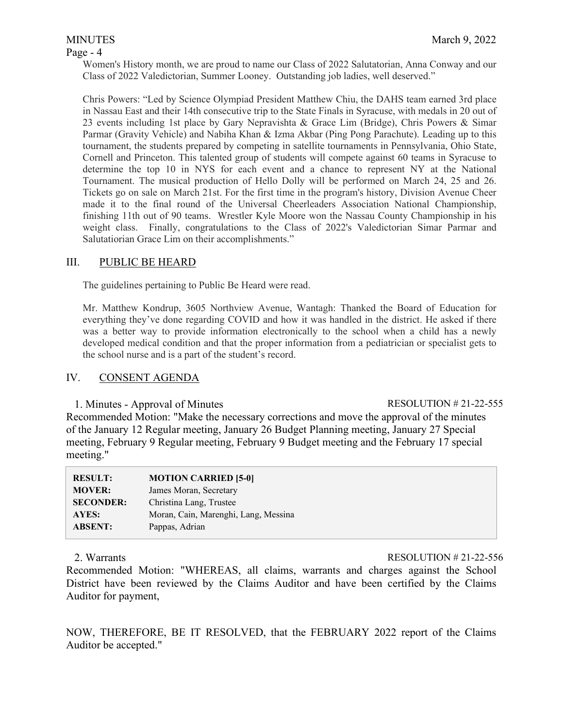Women's History month, we are proud to name our Class of 2022 Salutatorian, Anna Conway and our Class of 2022 Valedictorian, Summer Looney. Outstanding job ladies, well deserved."

Chris Powers: "Led by Science Olympiad President Matthew Chiu, the DAHS team earned 3rd place in Nassau East and their 14th consecutive trip to the State Finals in Syracuse, with medals in 20 out of 23 events including 1st place by Gary Nepravishta & Grace Lim (Bridge), Chris Powers & Simar Parmar (Gravity Vehicle) and Nabiha Khan & Izma Akbar (Ping Pong Parachute). Leading up to this tournament, the students prepared by competing in satellite tournaments in Pennsylvania, Ohio State, Cornell and Princeton. This talented group of students will compete against 60 teams in Syracuse to determine the top 10 in NYS for each event and a chance to represent NY at the National Tournament. The musical production of Hello Dolly will be performed on March 24, 25 and 26. Tickets go on sale on March 21st. For the first time in the program's history, Division Avenue Cheer made it to the final round of the Universal Cheerleaders Association National Championship, finishing 11th out of 90 teams. Wrestler Kyle Moore won the Nassau County Championship in his weight class. Finally, congratulations to the Class of 2022's Valedictorian Simar Parmar and Salutatiorian Grace Lim on their accomplishments."

## III. PUBLIC BE HEARD

The guidelines pertaining to Public Be Heard were read.

Mr. Matthew Kondrup, 3605 Northview Avenue, Wantagh: Thanked the Board of Education for everything they've done regarding COVID and how it was handled in the district. He asked if there was a better way to provide information electronically to the school when a child has a newly developed medical condition and that the proper information from a pediatrician or specialist gets to the school nurse and is a part of the student's record.

## IV. CONSENT AGENDA

1. Minutes - Approval of Minutes — RESOLUTION # 21-22-555

Recommended Motion: "Make the necessary corrections and move the approval of the minutes of the January 12 Regular meeting, January 26 Budget Planning meeting, January 27 Special meeting, February 9 Regular meeting, February 9 Budget meeting and the February 17 special meeting."

| | |
|---|---|
| **RESULT:** | **MOTION CARRIED [5-0]** |
| **MOVER:** | James Moran, Secretary |
| **SECONDER:** | Christina Lang, Trustee |
| **AYES:** | Moran, Cain, Marenghi, Lang, Messina |
| **ABSENT:** | Pappas, Adrian |

2. Warrants — RESOLUTION # 21-22-556

Recommended Motion: "WHEREAS, all claims, warrants and charges against the School District have been reviewed by the Claims Auditor and have been certified by the Claims Auditor for payment,

NOW, THEREFORE, BE IT RESOLVED, that the FEBRUARY 2022 report of the Claims Auditor be accepted."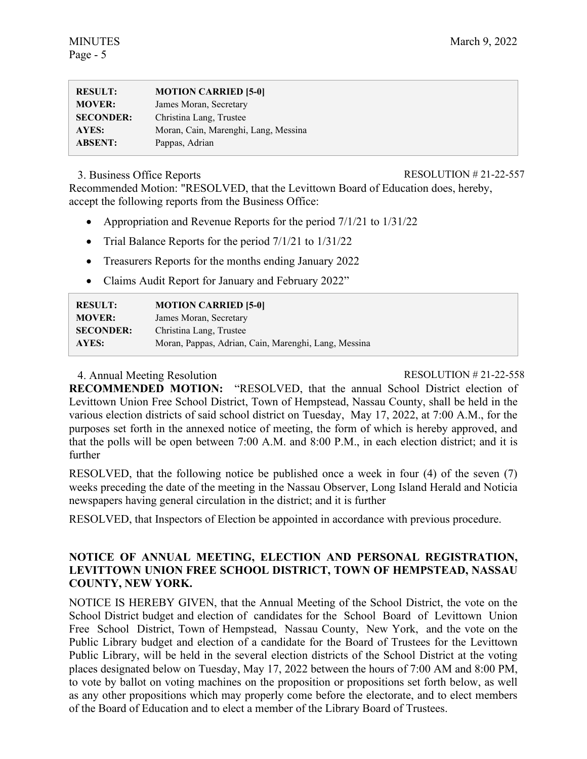| | |
|---|---|
| **RESULT:** | **MOTION CARRIED [5-0]** |
| **MOVER:** | James Moran, Secretary |
| **SECONDER:** | Christina Lang, Trustee |
| **AYES:** | Moran, Cain, Marenghi, Lang, Messina |
| **ABSENT:** | Pappas, Adrian |

3. Business Office Reports RESOLUTION # 21-22-557

Recommended Motion: "RESOLVED, that the Levittown Board of Education does, hereby, accept the following reports from the Business Office:

- Appropriation and Revenue Reports for the period 7/1/21 to 1/31/22
- Trial Balance Reports for the period 7/1/21 to 1/31/22
- Treasurers Reports for the months ending January 2022
- Claims Audit Report for January and February 2022"

| | |
|---|---|
| **RESULT:** | **MOTION CARRIED [5-0]** |
| **MOVER:** | James Moran, Secretary |
| **SECONDER:** | Christina Lang, Trustee |
| **AYES:** | Moran, Pappas, Adrian, Cain, Marenghi, Lang, Messina |

4. Annual Meeting Resolution RESOLUTION # 21-22-558

**RECOMMENDED MOTION:** "RESOLVED, that the annual School District election of Levittown Union Free School District, Town of Hempstead, Nassau County, shall be held in the various election districts of said school district on Tuesday, May 17, 2022, at 7:00 A.M., for the purposes set forth in the annexed notice of meeting, the form of which is hereby approved, and that the polls will be open between 7:00 A.M. and 8:00 P.M., in each election district; and it is further

RESOLVED, that the following notice be published once a week in four (4) of the seven (7) weeks preceding the date of the meeting in the Nassau Observer, Long Island Herald and Noticia newspapers having general circulation in the district; and it is further

RESOLVED, that Inspectors of Election be appointed in accordance with previous procedure.

**NOTICE OF ANNUAL MEETING, ELECTION AND PERSONAL REGISTRATION, LEVITTOWN UNION FREE SCHOOL DISTRICT, TOWN OF HEMPSTEAD, NASSAU COUNTY, NEW YORK.**

NOTICE IS HEREBY GIVEN, that the Annual Meeting of the School District, the vote on the School District budget and election of candidates for the School Board of Levittown Union Free School District, Town of Hempstead, Nassau County, New York, and the vote on the Public Library budget and election of a candidate for the Board of Trustees for the Levittown Public Library, will be held in the several election districts of the School District at the voting places designated below on Tuesday, May 17, 2022 between the hours of 7:00 AM and 8:00 PM, to vote by ballot on voting machines on the proposition or propositions set forth below, as well as any other propositions which may properly come before the electorate, and to elect members of the Board of Education and to elect a member of the Library Board of Trustees.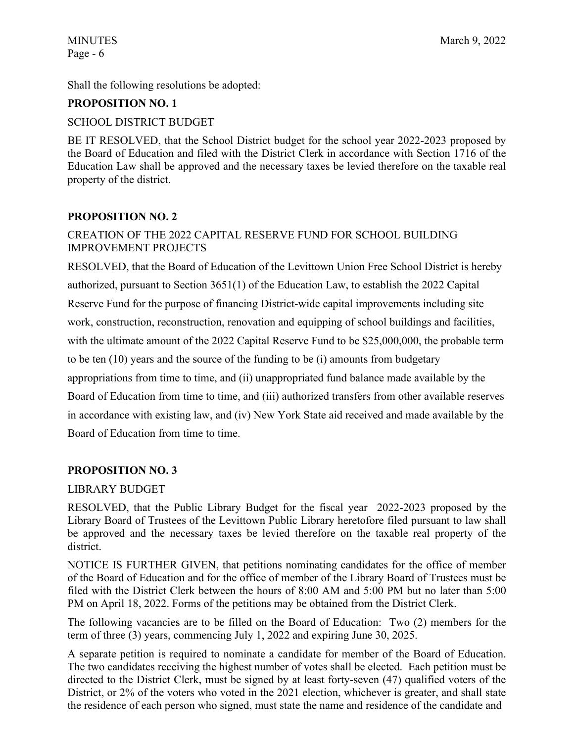Shall the following resolutions be adopted:

**PROPOSITION NO. 1**

SCHOOL DISTRICT BUDGET

BE IT RESOLVED, that the School District budget for the school year 2022-2023 proposed by the Board of Education and filed with the District Clerk in accordance with Section 1716 of the Education Law shall be approved and the necessary taxes be levied therefore on the taxable real property of the district.

**PROPOSITION NO. 2**

CREATION OF THE 2022 CAPITAL RESERVE FUND FOR SCHOOL BUILDING IMPROVEMENT PROJECTS

RESOLVED, that the Board of Education of the Levittown Union Free School District is hereby authorized, pursuant to Section 3651(1) of the Education Law, to establish the 2022 Capital Reserve Fund for the purpose of financing District-wide capital improvements including site work, construction, reconstruction, renovation and equipping of school buildings and facilities, with the ultimate amount of the 2022 Capital Reserve Fund to be $25,000,000, the probable term to be ten (10) years and the source of the funding to be (i) amounts from budgetary appropriations from time to time, and (ii) unappropriated fund balance made available by the Board of Education from time to time, and (iii) authorized transfers from other available reserves in accordance with existing law, and (iv) New York State aid received and made available by the Board of Education from time to time.

**PROPOSITION NO. 3**

LIBRARY BUDGET

RESOLVED, that the Public Library Budget for the fiscal year 2022-2023 proposed by the Library Board of Trustees of the Levittown Public Library heretofore filed pursuant to law shall be approved and the necessary taxes be levied therefore on the taxable real property of the district.

NOTICE IS FURTHER GIVEN, that petitions nominating candidates for the office of member of the Board of Education and for the office of member of the Library Board of Trustees must be filed with the District Clerk between the hours of 8:00 AM and 5:00 PM but no later than 5:00 PM on April 18, 2022. Forms of the petitions may be obtained from the District Clerk.

The following vacancies are to be filled on the Board of Education: Two (2) members for the term of three (3) years, commencing July 1, 2022 and expiring June 30, 2025.

A separate petition is required to nominate a candidate for member of the Board of Education. The two candidates receiving the highest number of votes shall be elected. Each petition must be directed to the District Clerk, must be signed by at least forty-seven (47) qualified voters of the District, or 2% of the voters who voted in the 2021 election, whichever is greater, and shall state the residence of each person who signed, must state the name and residence of the candidate and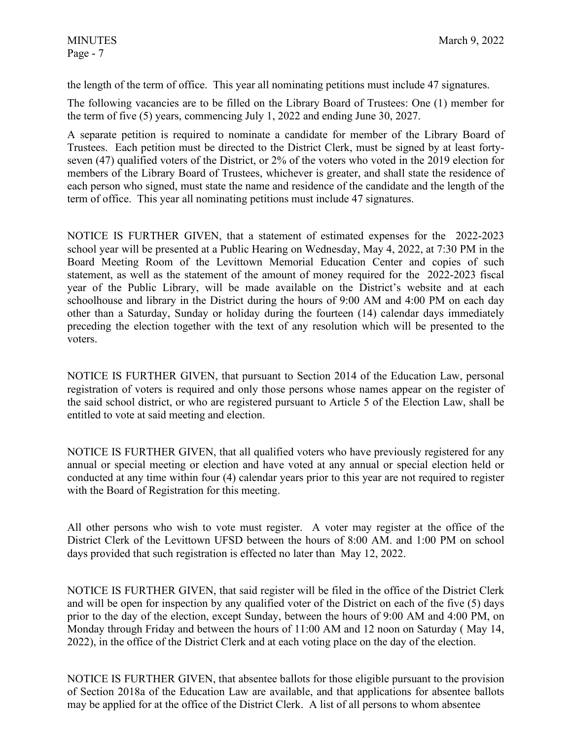the length of the term of office. This year all nominating petitions must include 47 signatures.

The following vacancies are to be filled on the Library Board of Trustees: One (1) member for the term of five (5) years, commencing July 1, 2022 and ending June 30, 2027.

A separate petition is required to nominate a candidate for member of the Library Board of Trustees. Each petition must be directed to the District Clerk, must be signed by at least forty-seven (47) qualified voters of the District, or 2% of the voters who voted in the 2019 election for members of the Library Board of Trustees, whichever is greater, and shall state the residence of each person who signed, must state the name and residence of the candidate and the length of the term of office. This year all nominating petitions must include 47 signatures.

NOTICE IS FURTHER GIVEN, that a statement of estimated expenses for the 2022-2023 school year will be presented at a Public Hearing on Wednesday, May 4, 2022, at 7:30 PM in the Board Meeting Room of the Levittown Memorial Education Center and copies of such statement, as well as the statement of the amount of money required for the 2022-2023 fiscal year of the Public Library, will be made available on the District's website and at each schoolhouse and library in the District during the hours of 9:00 AM and 4:00 PM on each day other than a Saturday, Sunday or holiday during the fourteen (14) calendar days immediately preceding the election together with the text of any resolution which will be presented to the voters.

NOTICE IS FURTHER GIVEN, that pursuant to Section 2014 of the Education Law, personal registration of voters is required and only those persons whose names appear on the register of the said school district, or who are registered pursuant to Article 5 of the Election Law, shall be entitled to vote at said meeting and election.

NOTICE IS FURTHER GIVEN, that all qualified voters who have previously registered for any annual or special meeting or election and have voted at any annual or special election held or conducted at any time within four (4) calendar years prior to this year are not required to register with the Board of Registration for this meeting.

All other persons who wish to vote must register. A voter may register at the office of the District Clerk of the Levittown UFSD between the hours of 8:00 AM. and 1:00 PM on school days provided that such registration is effected no later than May 12, 2022.

NOTICE IS FURTHER GIVEN, that said register will be filed in the office of the District Clerk and will be open for inspection by any qualified voter of the District on each of the five (5) days prior to the day of the election, except Sunday, between the hours of 9:00 AM and 4:00 PM, on Monday through Friday and between the hours of 11:00 AM and 12 noon on Saturday ( May 14, 2022), in the office of the District Clerk and at each voting place on the day of the election.

NOTICE IS FURTHER GIVEN, that absentee ballots for those eligible pursuant to the provision of Section 2018a of the Education Law are available, and that applications for absentee ballots may be applied for at the office of the District Clerk. A list of all persons to whom absentee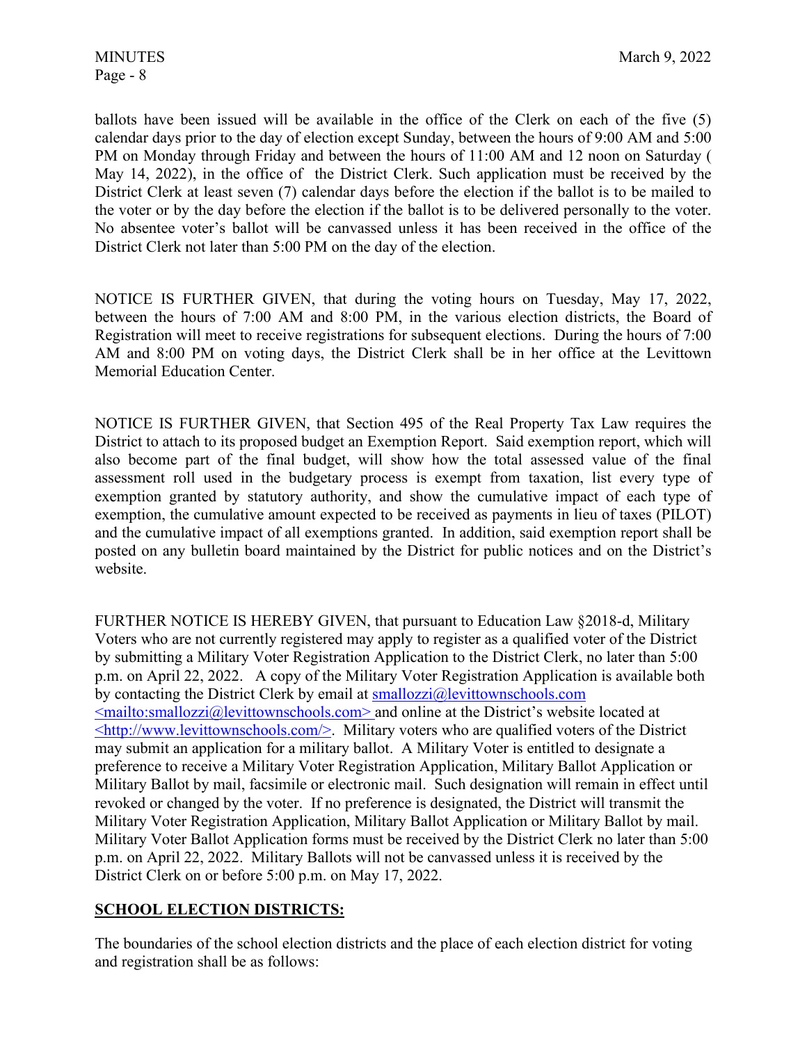ballots have been issued will be available in the office of the Clerk on each of the five (5) calendar days prior to the day of election except Sunday, between the hours of 9:00 AM and 5:00 PM on Monday through Friday and between the hours of 11:00 AM and 12 noon on Saturday ( May 14, 2022), in the office of the District Clerk. Such application must be received by the District Clerk at least seven (7) calendar days before the election if the ballot is to be mailed to the voter or by the day before the election if the ballot is to be delivered personally to the voter. No absentee voter's ballot will be canvassed unless it has been received in the office of the District Clerk not later than 5:00 PM on the day of the election.

NOTICE IS FURTHER GIVEN, that during the voting hours on Tuesday, May 17, 2022, between the hours of 7:00 AM and 8:00 PM, in the various election districts, the Board of Registration will meet to receive registrations for subsequent elections. During the hours of 7:00 AM and 8:00 PM on voting days, the District Clerk shall be in her office at the Levittown Memorial Education Center.

NOTICE IS FURTHER GIVEN, that Section 495 of the Real Property Tax Law requires the District to attach to its proposed budget an Exemption Report. Said exemption report, which will also become part of the final budget, will show how the total assessed value of the final assessment roll used in the budgetary process is exempt from taxation, list every type of exemption granted by statutory authority, and show the cumulative impact of each type of exemption, the cumulative amount expected to be received as payments in lieu of taxes (PILOT) and the cumulative impact of all exemptions granted. In addition, said exemption report shall be posted on any bulletin board maintained by the District for public notices and on the District's website.

FURTHER NOTICE IS HEREBY GIVEN, that pursuant to Education Law §2018-d, Military Voters who are not currently registered may apply to register as a qualified voter of the District by submitting a Military Voter Registration Application to the District Clerk, no later than 5:00 p.m. on April 22, 2022. A copy of the Military Voter Registration Application is available both by contacting the District Clerk by email at smallozzi@levittownschools.com <mailto:smallozzi@levittownschools.com> and online at the District's website located at <http://www.levittownschools.com/>. Military voters who are qualified voters of the District may submit an application for a military ballot. A Military Voter is entitled to designate a preference to receive a Military Voter Registration Application, Military Ballot Application or Military Ballot by mail, facsimile or electronic mail. Such designation will remain in effect until revoked or changed by the voter. If no preference is designated, the District will transmit the Military Voter Registration Application, Military Ballot Application or Military Ballot by mail. Military Voter Ballot Application forms must be received by the District Clerk no later than 5:00 p.m. on April 22, 2022. Military Ballots will not be canvassed unless it is received by the District Clerk on or before 5:00 p.m. on May 17, 2022.

**SCHOOL ELECTION DISTRICTS:**

The boundaries of the school election districts and the place of each election district for voting and registration shall be as follows: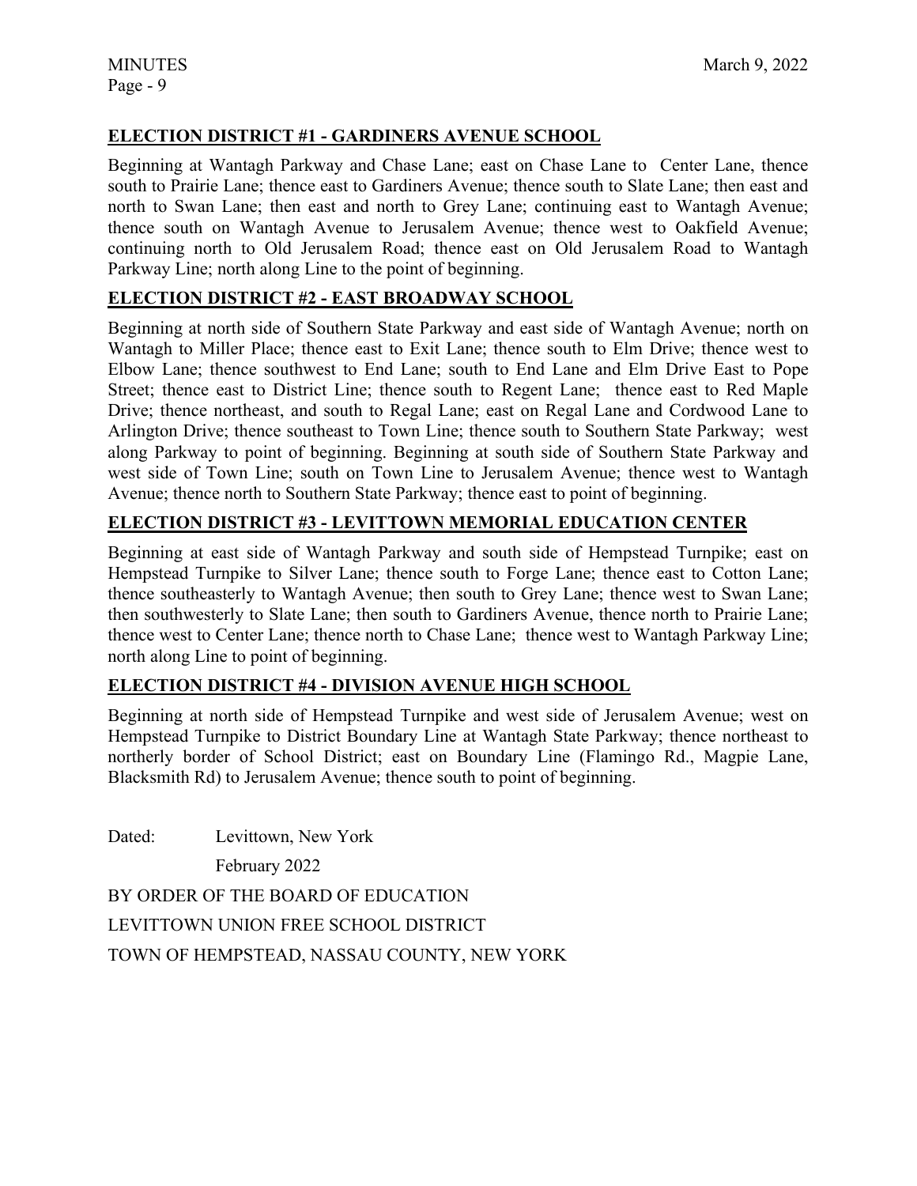**ELECTION DISTRICT #1 - GARDINERS AVENUE SCHOOL**

Beginning at Wantagh Parkway and Chase Lane; east on Chase Lane to Center Lane, thence south to Prairie Lane; thence east to Gardiners Avenue; thence south to Slate Lane; then east and north to Swan Lane; then east and north to Grey Lane; continuing east to Wantagh Avenue; thence south on Wantagh Avenue to Jerusalem Avenue; thence west to Oakfield Avenue; continuing north to Old Jerusalem Road; thence east on Old Jerusalem Road to Wantagh Parkway Line; north along Line to the point of beginning.

**ELECTION DISTRICT #2 - EAST BROADWAY SCHOOL**

Beginning at north side of Southern State Parkway and east side of Wantagh Avenue; north on Wantagh to Miller Place; thence east to Exit Lane; thence south to Elm Drive; thence west to Elbow Lane; thence southwest to End Lane; south to End Lane and Elm Drive East to Pope Street; thence east to District Line; thence south to Regent Lane; thence east to Red Maple Drive; thence northeast, and south to Regal Lane; east on Regal Lane and Cordwood Lane to Arlington Drive; thence southeast to Town Line; thence south to Southern State Parkway; west along Parkway to point of beginning. Beginning at south side of Southern State Parkway and west side of Town Line; south on Town Line to Jerusalem Avenue; thence west to Wantagh Avenue; thence north to Southern State Parkway; thence east to point of beginning.

**ELECTION DISTRICT #3 - LEVITTOWN MEMORIAL EDUCATION CENTER**

Beginning at east side of Wantagh Parkway and south side of Hempstead Turnpike; east on Hempstead Turnpike to Silver Lane; thence south to Forge Lane; thence east to Cotton Lane; thence southeasterly to Wantagh Avenue; then south to Grey Lane; thence west to Swan Lane; then southwesterly to Slate Lane; then south to Gardiners Avenue, thence north to Prairie Lane; thence west to Center Lane; thence north to Chase Lane; thence west to Wantagh Parkway Line; north along Line to point of beginning.

**ELECTION DISTRICT #4 - DIVISION AVENUE HIGH SCHOOL**

Beginning at north side of Hempstead Turnpike and west side of Jerusalem Avenue; west on Hempstead Turnpike to District Boundary Line at Wantagh State Parkway; thence northeast to northerly border of School District; east on Boundary Line (Flamingo Rd., Magpie Lane, Blacksmith Rd) to Jerusalem Avenue; thence south to point of beginning.

Dated: Levittown, New York

February 2022

BY ORDER OF THE BOARD OF EDUCATION

LEVITTOWN UNION FREE SCHOOL DISTRICT

TOWN OF HEMPSTEAD, NASSAU COUNTY, NEW YORK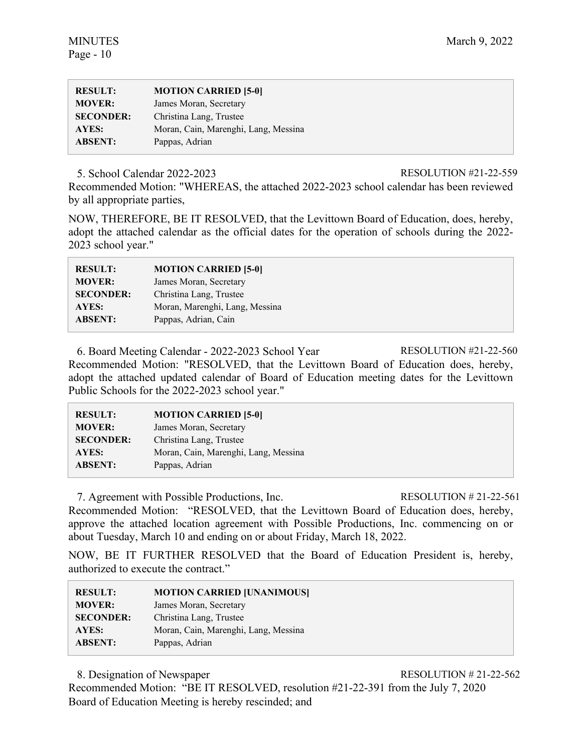| | |
|---|---|
| **RESULT:** | **MOTION CARRIED [5-0]** |
| **MOVER:** | James Moran, Secretary |
| **SECONDER:** | Christina Lang, Trustee |
| **AYES:** | Moran, Cain, Marenghi, Lang, Messina |
| **ABSENT:** | Pappas, Adrian |

5. School Calendar 2022-2023 RESOLUTION #21-22-559

Recommended Motion: "WHEREAS, the attached 2022-2023 school calendar has been reviewed by all appropriate parties,

NOW, THEREFORE, BE IT RESOLVED, that the Levittown Board of Education, does, hereby, adopt the attached calendar as the official dates for the operation of schools during the 2022-2023 school year."

| | |
|---|---|
| **RESULT:** | **MOTION CARRIED [5-0]** |
| **MOVER:** | James Moran, Secretary |
| **SECONDER:** | Christina Lang, Trustee |
| **AYES:** | Moran, Marenghi, Lang, Messina |
| **ABSENT:** | Pappas, Adrian, Cain |

6. Board Meeting Calendar - 2022-2023 School Year RESOLUTION #21-22-560

Recommended Motion: "RESOLVED, that the Levittown Board of Education does, hereby, adopt the attached updated calendar of Board of Education meeting dates for the Levittown Public Schools for the 2022-2023 school year."

| | |
|---|---|
| **RESULT:** | **MOTION CARRIED [5-0]** |
| **MOVER:** | James Moran, Secretary |
| **SECONDER:** | Christina Lang, Trustee |
| **AYES:** | Moran, Cain, Marenghi, Lang, Messina |
| **ABSENT:** | Pappas, Adrian |

7. Agreement with Possible Productions, Inc. RESOLUTION # 21-22-561

Recommended Motion: "RESOLVED, that the Levittown Board of Education does, hereby, approve the attached location agreement with Possible Productions, Inc. commencing on or about Tuesday, March 10 and ending on or about Friday, March 18, 2022.

NOW, BE IT FURTHER RESOLVED that the Board of Education President is, hereby, authorized to execute the contract."

| | |
|---|---|
| **RESULT:** | **MOTION CARRIED [UNANIMOUS]** |
| **MOVER:** | James Moran, Secretary |
| **SECONDER:** | Christina Lang, Trustee |
| **AYES:** | Moran, Cain, Marenghi, Lang, Messina |
| **ABSENT:** | Pappas, Adrian |

8. Designation of Newspaper RESOLUTION # 21-22-562

Recommended Motion: "BE IT RESOLVED, resolution #21-22-391 from the July 7, 2020 Board of Education Meeting is hereby rescinded; and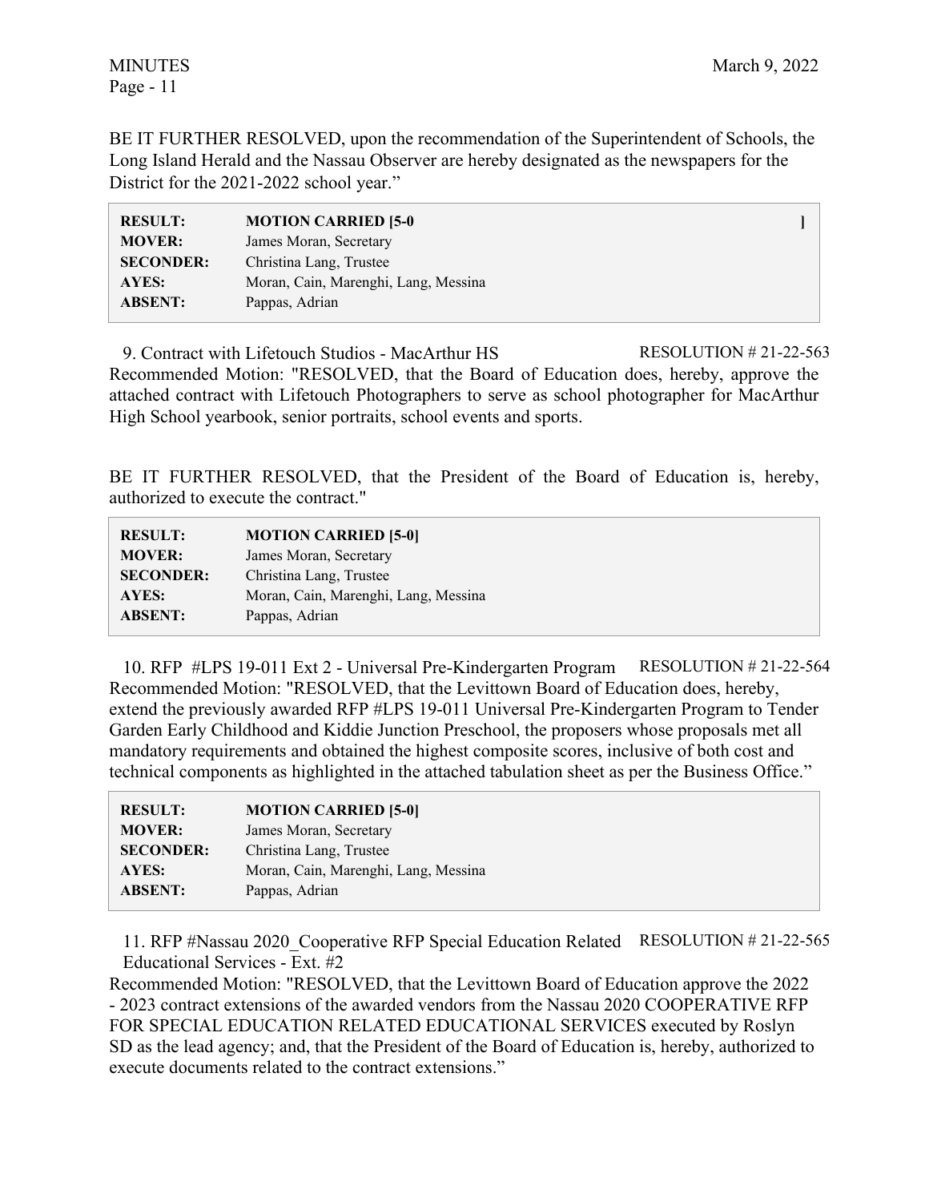BE IT FURTHER RESOLVED, upon the recommendation of the Superintendent of Schools, the Long Island Herald and the Nassau Observer are hereby designated as the newspapers for the District for the 2021-2022 school year."

| | |
|---|---|
| **RESULT:** | **MOTION CARRIED [5-0 ]** |
| **MOVER:** | James Moran, Secretary |
| **SECONDER:** | Christina Lang, Trustee |
| **AYES:** | Moran, Cain, Marenghi, Lang, Messina |
| **ABSENT:** | Pappas, Adrian |

9. Contract with Lifetouch Studios - MacArthur HS RESOLUTION # 21-22-563

Recommended Motion: "RESOLVED, that the Board of Education does, hereby, approve the attached contract with Lifetouch Photographers to serve as school photographer for MacArthur High School yearbook, senior portraits, school events and sports.

BE IT FURTHER RESOLVED, that the President of the Board of Education is, hereby, authorized to execute the contract."

| | |
|---|---|
| **RESULT:** | **MOTION CARRIED [5-0]** |
| **MOVER:** | James Moran, Secretary |
| **SECONDER:** | Christina Lang, Trustee |
| **AYES:** | Moran, Cain, Marenghi, Lang, Messina |
| **ABSENT:** | Pappas, Adrian |

10. RFP #LPS 19-011 Ext 2 - Universal Pre-Kindergarten Program RESOLUTION # 21-22-564

Recommended Motion: "RESOLVED, that the Levittown Board of Education does, hereby, extend the previously awarded RFP #LPS 19-011 Universal Pre-Kindergarten Program to Tender Garden Early Childhood and Kiddie Junction Preschool, the proposers whose proposals met all mandatory requirements and obtained the highest composite scores, inclusive of both cost and technical components as highlighted in the attached tabulation sheet as per the Business Office."

| | |
|---|---|
| **RESULT:** | **MOTION CARRIED [5-0]** |
| **MOVER:** | James Moran, Secretary |
| **SECONDER:** | Christina Lang, Trustee |
| **AYES:** | Moran, Cain, Marenghi, Lang, Messina |
| **ABSENT:** | Pappas, Adrian |

11. RFP #Nassau 2020_Cooperative RFP Special Education Related Educational Services - Ext. #2 RESOLUTION # 21-22-565

Recommended Motion: "RESOLVED, that the Levittown Board of Education approve the 2022 - 2023 contract extensions of the awarded vendors from the Nassau 2020 COOPERATIVE RFP FOR SPECIAL EDUCATION RELATED EDUCATIONAL SERVICES executed by Roslyn SD as the lead agency; and, that the President of the Board of Education is, hereby, authorized to execute documents related to the contract extensions."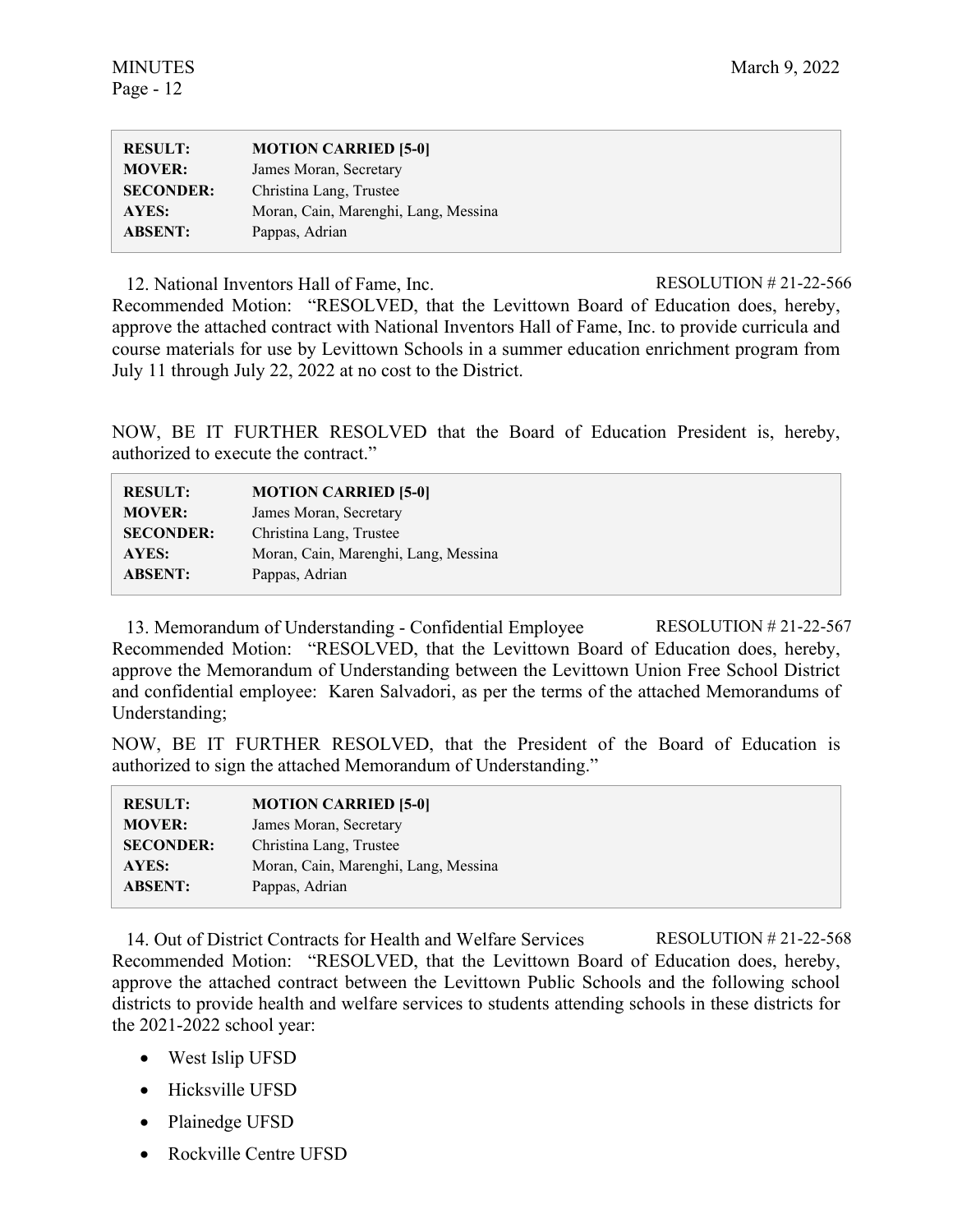| | |
|---|---|
| **RESULT:** | **MOTION CARRIED [5-0]** |
| **MOVER:** | James Moran, Secretary |
| **SECONDER:** | Christina Lang, Trustee |
| **AYES:** | Moran, Cain, Marenghi, Lang, Messina |
| **ABSENT:** | Pappas, Adrian |

12. National Inventors Hall of Fame, Inc. RESOLUTION # 21-22-566

Recommended Motion: "RESOLVED, that the Levittown Board of Education does, hereby, approve the attached contract with National Inventors Hall of Fame, Inc. to provide curricula and course materials for use by Levittown Schools in a summer education enrichment program from July 11 through July 22, 2022 at no cost to the District.

NOW, BE IT FURTHER RESOLVED that the Board of Education President is, hereby, authorized to execute the contract."

| | |
|---|---|
| **RESULT:** | **MOTION CARRIED [5-0]** |
| **MOVER:** | James Moran, Secretary |
| **SECONDER:** | Christina Lang, Trustee |
| **AYES:** | Moran, Cain, Marenghi, Lang, Messina |
| **ABSENT:** | Pappas, Adrian |

13. Memorandum of Understanding - Confidential Employee RESOLUTION # 21-22-567

Recommended Motion: "RESOLVED, that the Levittown Board of Education does, hereby, approve the Memorandum of Understanding between the Levittown Union Free School District and confidential employee: Karen Salvadori, as per the terms of the attached Memorandums of Understanding;

NOW, BE IT FURTHER RESOLVED, that the President of the Board of Education is authorized to sign the attached Memorandum of Understanding."

| | |
|---|---|
| **RESULT:** | **MOTION CARRIED [5-0]** |
| **MOVER:** | James Moran, Secretary |
| **SECONDER:** | Christina Lang, Trustee |
| **AYES:** | Moran, Cain, Marenghi, Lang, Messina |
| **ABSENT:** | Pappas, Adrian |

14. Out of District Contracts for Health and Welfare Services RESOLUTION # 21-22-568

Recommended Motion: "RESOLVED, that the Levittown Board of Education does, hereby, approve the attached contract between the Levittown Public Schools and the following school districts to provide health and welfare services to students attending schools in these districts for the 2021-2022 school year:

- West Islip UFSD
- Hicksville UFSD
- Plainedge UFSD
- Rockville Centre UFSD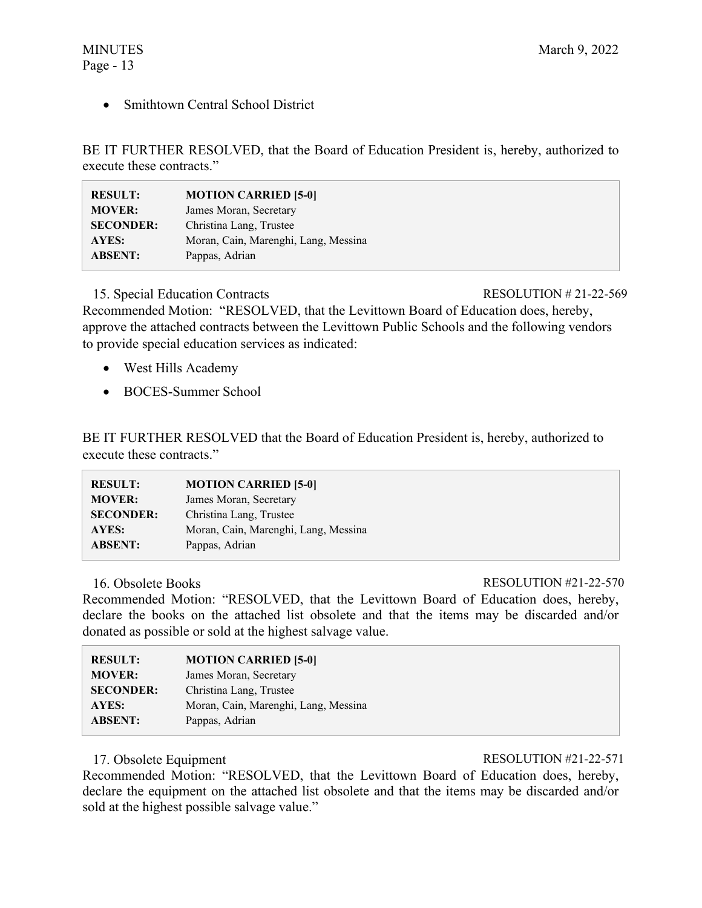- Smithtown Central School District

BE IT FURTHER RESOLVED, that the Board of Education President is, hereby, authorized to execute these contracts."

| | |
|---|---|
| **RESULT:** | **MOTION CARRIED [5-0]** |
| **MOVER:** | James Moran, Secretary |
| **SECONDER:** | Christina Lang, Trustee |
| **AYES:** | Moran, Cain, Marenghi, Lang, Messina |
| **ABSENT:** | Pappas, Adrian |

15. Special Education Contracts RESOLUTION # 21-22-569

Recommended Motion: "RESOLVED, that the Levittown Board of Education does, hereby, approve the attached contracts between the Levittown Public Schools and the following vendors to provide special education services as indicated:

- West Hills Academy
- BOCES-Summer School

BE IT FURTHER RESOLVED that the Board of Education President is, hereby, authorized to execute these contracts."

| | |
|---|---|
| **RESULT:** | **MOTION CARRIED [5-0]** |
| **MOVER:** | James Moran, Secretary |
| **SECONDER:** | Christina Lang, Trustee |
| **AYES:** | Moran, Cain, Marenghi, Lang, Messina |
| **ABSENT:** | Pappas, Adrian |

16. Obsolete Books RESOLUTION #21-22-570

Recommended Motion: "RESOLVED, that the Levittown Board of Education does, hereby, declare the books on the attached list obsolete and that the items may be discarded and/or donated as possible or sold at the highest salvage value.

| | |
|---|---|
| **RESULT:** | **MOTION CARRIED [5-0]** |
| **MOVER:** | James Moran, Secretary |
| **SECONDER:** | Christina Lang, Trustee |
| **AYES:** | Moran, Cain, Marenghi, Lang, Messina |
| **ABSENT:** | Pappas, Adrian |

17. Obsolete Equipment RESOLUTION #21-22-571

Recommended Motion: "RESOLVED, that the Levittown Board of Education does, hereby, declare the equipment on the attached list obsolete and that the items may be discarded and/or sold at the highest possible salvage value."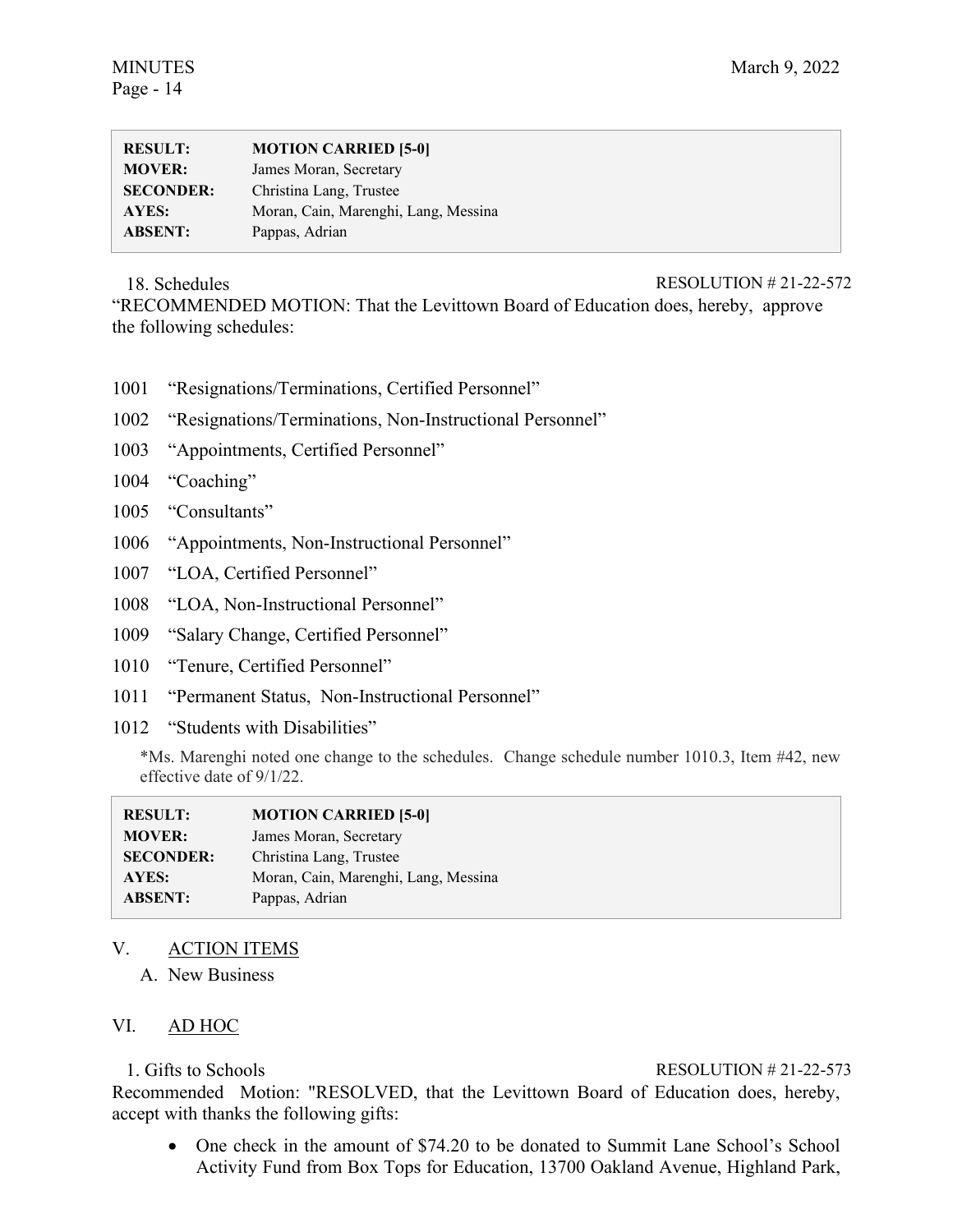| | |
|---|---|
| **RESULT:** | **MOTION CARRIED [5-0]** |
| **MOVER:** | James Moran, Secretary |
| **SECONDER:** | Christina Lang, Trustee |
| **AYES:** | Moran, Cain, Marenghi, Lang, Messina |
| **ABSENT:** | Pappas, Adrian |

18. Schedules RESOLUTION # 21-22-572

"RECOMMENDED MOTION: That the Levittown Board of Education does, hereby, approve the following schedules:

1001 "Resignations/Terminations, Certified Personnel"

1002 "Resignations/Terminations, Non-Instructional Personnel"

1003 "Appointments, Certified Personnel"

1004 "Coaching"

1005 "Consultants"

1006 "Appointments, Non-Instructional Personnel"

1007 "LOA, Certified Personnel"

1008 "LOA, Non-Instructional Personnel"

1009 "Salary Change, Certified Personnel"

1010 "Tenure, Certified Personnel"

1011 "Permanent Status, Non-Instructional Personnel"

1012 "Students with Disabilities"

*Ms. Marenghi noted one change to the schedules. Change schedule number 1010.3, Item #42, new effective date of 9/1/22.

| | |
|---|---|
| **RESULT:** | **MOTION CARRIED [5-0]** |
| **MOVER:** | James Moran, Secretary |
| **SECONDER:** | Christina Lang, Trustee |
| **AYES:** | Moran, Cain, Marenghi, Lang, Messina |
| **ABSENT:** | Pappas, Adrian |

## V. ACTION ITEMS

A. New Business

## VI. AD HOC

1. Gifts to Schools RESOLUTION # 21-22-573

Recommended Motion: "RESOLVED, that the Levittown Board of Education does, hereby, accept with thanks the following gifts:

- One check in the amount of $74.20 to be donated to Summit Lane School's School Activity Fund from Box Tops for Education, 13700 Oakland Avenue, Highland Park,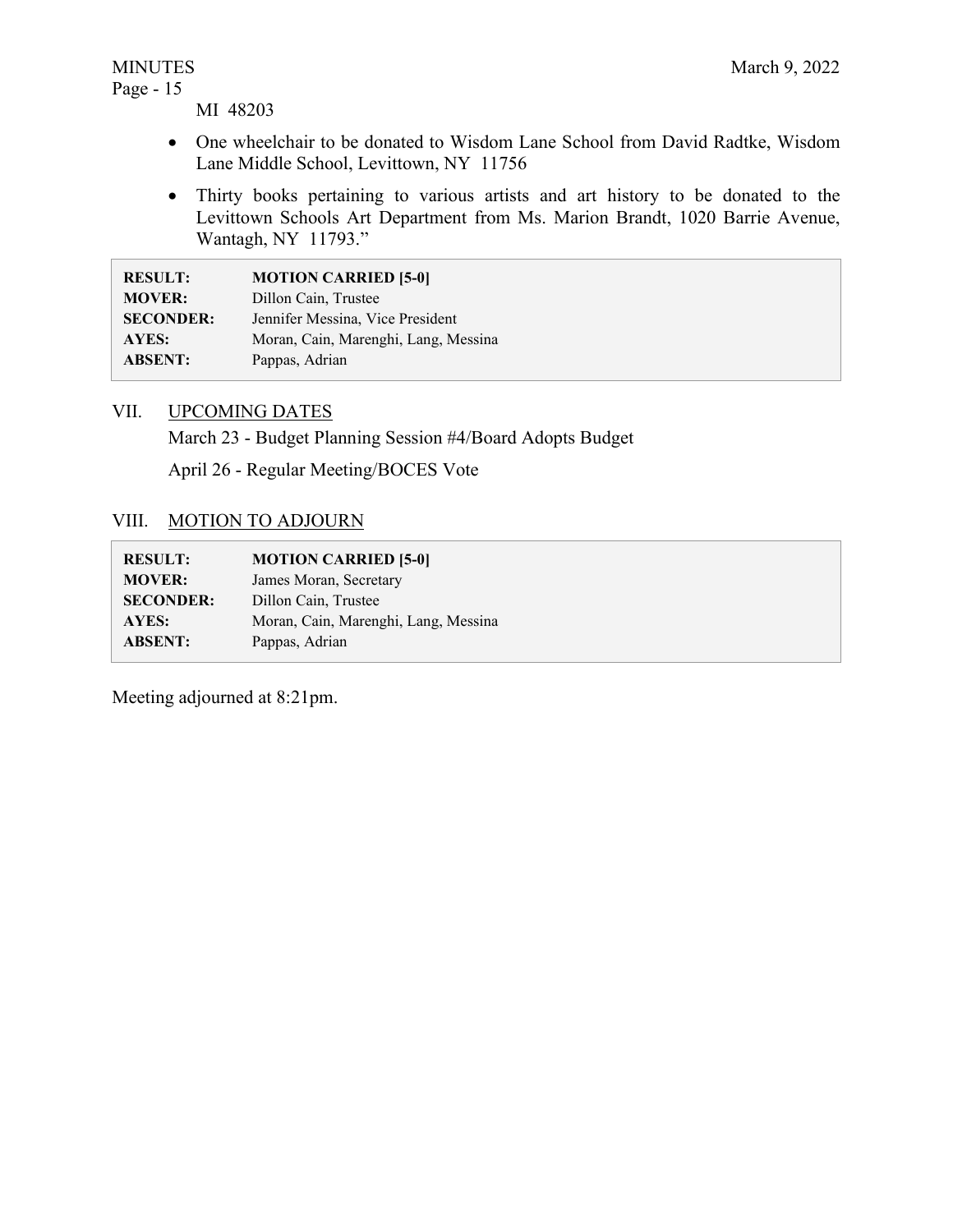MI 48203

- One wheelchair to be donated to Wisdom Lane School from David Radtke, Wisdom Lane Middle School, Levittown, NY 11756
- Thirty books pertaining to various artists and art history to be donated to the Levittown Schools Art Department from Ms. Marion Brandt, 1020 Barrie Avenue, Wantagh, NY 11793."

| | |
|---|---|
| **RESULT:** | **MOTION CARRIED [5-0]** |
| **MOVER:** | Dillon Cain, Trustee |
| **SECONDER:** | Jennifer Messina, Vice President |
| **AYES:** | Moran, Cain, Marenghi, Lang, Messina |
| **ABSENT:** | Pappas, Adrian |

## VII. UPCOMING DATES

March 23 - Budget Planning Session #4/Board Adopts Budget

April 26 - Regular Meeting/BOCES Vote

## VIII. MOTION TO ADJOURN

| | |
|---|---|
| **RESULT:** | **MOTION CARRIED [5-0]** |
| **MOVER:** | James Moran, Secretary |
| **SECONDER:** | Dillon Cain, Trustee |
| **AYES:** | Moran, Cain, Marenghi, Lang, Messina |
| **ABSENT:** | Pappas, Adrian |

Meeting adjourned at 8:21pm.